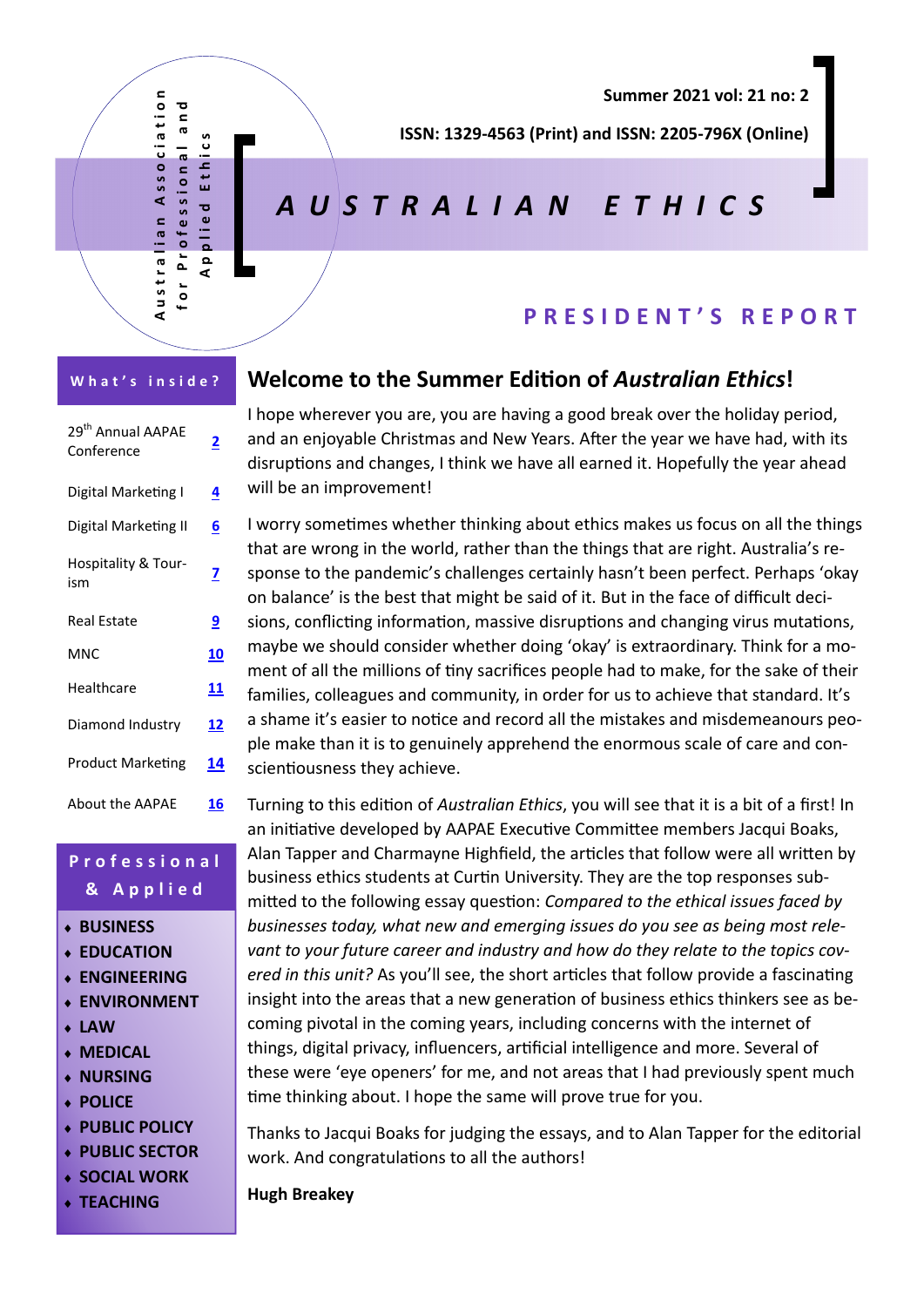Australian Association for Professional and Applied Ethics

Summer 2021 vol: 21 no: 2

ISSN: 1329-4563 (Print) and ISSN: 2205-796X (Online)

# AUSTRALIAN ETHICS

## PRESIDENT'S REPORT

**What's inside?**

| | |
|---|---|
| 29th Annual AAPAE Conference | 2 |
| Digital Marketing I | 4 |
| Digital Marketing II | 6 |
| Hospitality & Tourism | 7 |
| Real Estate | 9 |
| MNC | 10 |
| Healthcare | 11 |
| Diamond Industry | 12 |
| Product Marketing | 14 |
| About the AAPAE | 16 |

**Professional & Applied**

- BUSINESS
- EDUCATION
- ENGINEERING
- ENVIRONMENT
- LAW
- MEDICAL
- NURSING
- POLICE
- PUBLIC POLICY
- PUBLIC SECTOR
- SOCIAL WORK
- TEACHING

### Welcome to the Summer Edition of *Australian Ethics*!

I hope wherever you are, you are having a good break over the holiday period, and an enjoyable Christmas and New Years. After the year we have had, with its disruptions and changes, I think we have all earned it. Hopefully the year ahead will be an improvement!

I worry sometimes whether thinking about ethics makes us focus on all the things that are wrong in the world, rather than the things that are right. Australia's response to the pandemic's challenges certainly hasn't been perfect. Perhaps 'okay on balance' is the best that might be said of it. But in the face of difficult decisions, conflicting information, massive disruptions and changing virus mutations, maybe we should consider whether doing 'okay' is extraordinary. Think for a moment of all the millions of tiny sacrifices people had to make, for the sake of their families, colleagues and community, in order for us to achieve that standard. It's a shame it's easier to notice and record all the mistakes and misdemeanours people make than it is to genuinely apprehend the enormous scale of care and conscientiousness they achieve.

Turning to this edition of *Australian Ethics*, you will see that it is a bit of a first! In an initiative developed by AAPAE Executive Committee members Jacqui Boaks, Alan Tapper and Charmayne Highfield, the articles that follow were all written by business ethics students at Curtin University. They are the top responses submitted to the following essay question: *Compared to the ethical issues faced by businesses today, what new and emerging issues do you see as being most relevant to your future career and industry and how do they relate to the topics covered in this unit?* As you'll see, the short articles that follow provide a fascinating insight into the areas that a new generation of business ethics thinkers see as becoming pivotal in the coming years, including concerns with the internet of things, digital privacy, influencers, artificial intelligence and more. Several of these were 'eye openers' for me, and not areas that I had previously spent much time thinking about. I hope the same will prove true for you.

Thanks to Jacqui Boaks for judging the essays, and to Alan Tapper for the editorial work. And congratulations to all the authors!

**Hugh Breakey**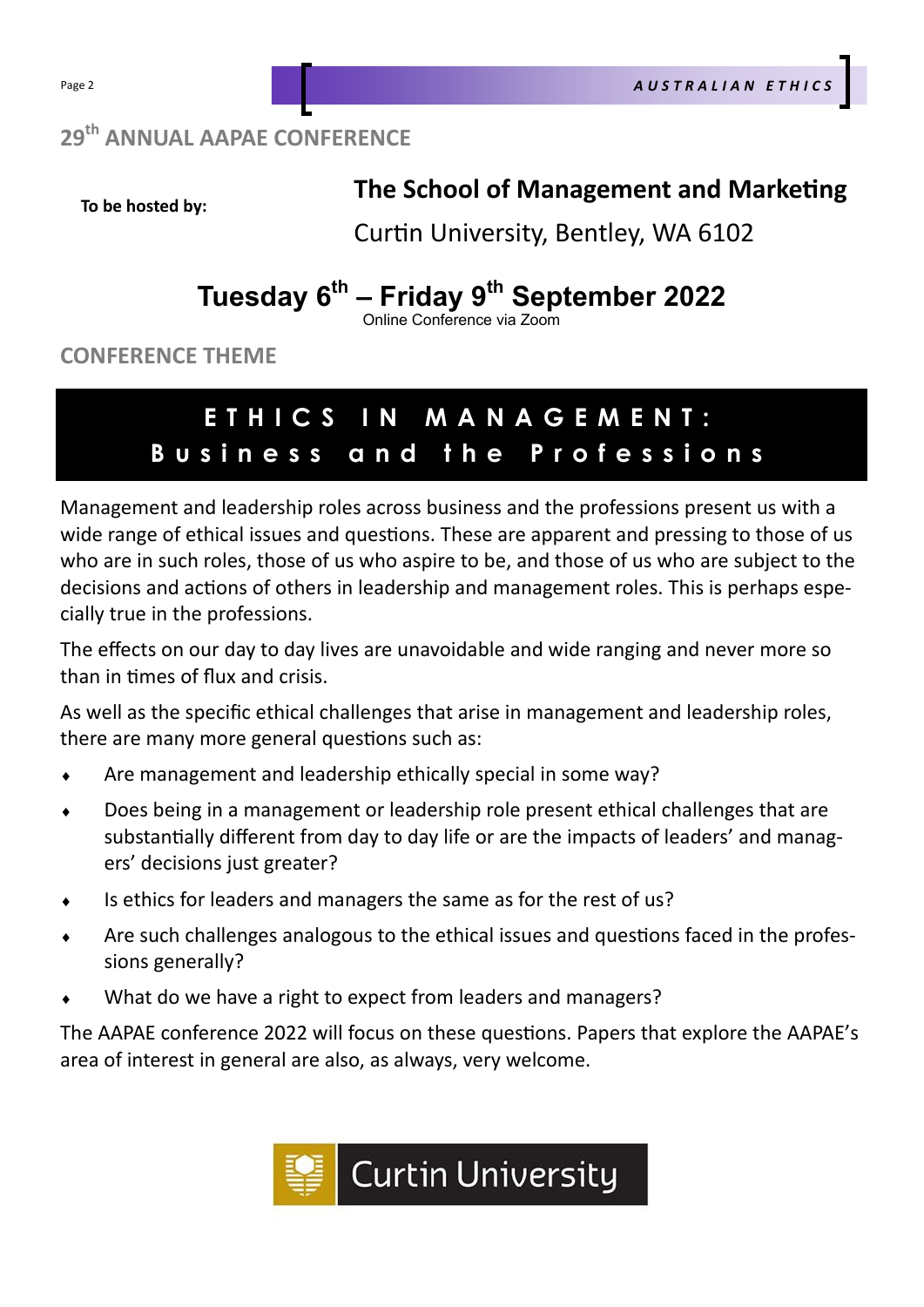## 29th ANNUAL AAPAE CONFERENCE

**To be hosted by:**

**The School of Management and Marketing**

Curtin University, Bentley, WA 6102

**Tuesday 6th – Friday 9th September 2022**

Online Conference via Zoom

## CONFERENCE THEME

**ETHICS IN MANAGEMENT:**
**Business and the Professions**

Management and leadership roles across business and the professions present us with a wide range of ethical issues and questions. These are apparent and pressing to those of us who are in such roles, those of us who aspire to be, and those of us who are subject to the decisions and actions of others in leadership and management roles. This is perhaps especially true in the professions.

The effects on our day to day lives are unavoidable and wide ranging and never more so than in times of flux and crisis.

As well as the specific ethical challenges that arise in management and leadership roles, there are many more general questions such as:

- Are management and leadership ethically special in some way?
- Does being in a management or leadership role present ethical challenges that are substantially different from day to day life or are the impacts of leaders' and managers' decisions just greater?
- Is ethics for leaders and managers the same as for the rest of us?
- Are such challenges analogous to the ethical issues and questions faced in the professions generally?
- What do we have a right to expect from leaders and managers?

The AAPAE conference 2022 will focus on these questions. Papers that explore the AAPAE's area of interest in general are also, as always, very welcome.

Curtin University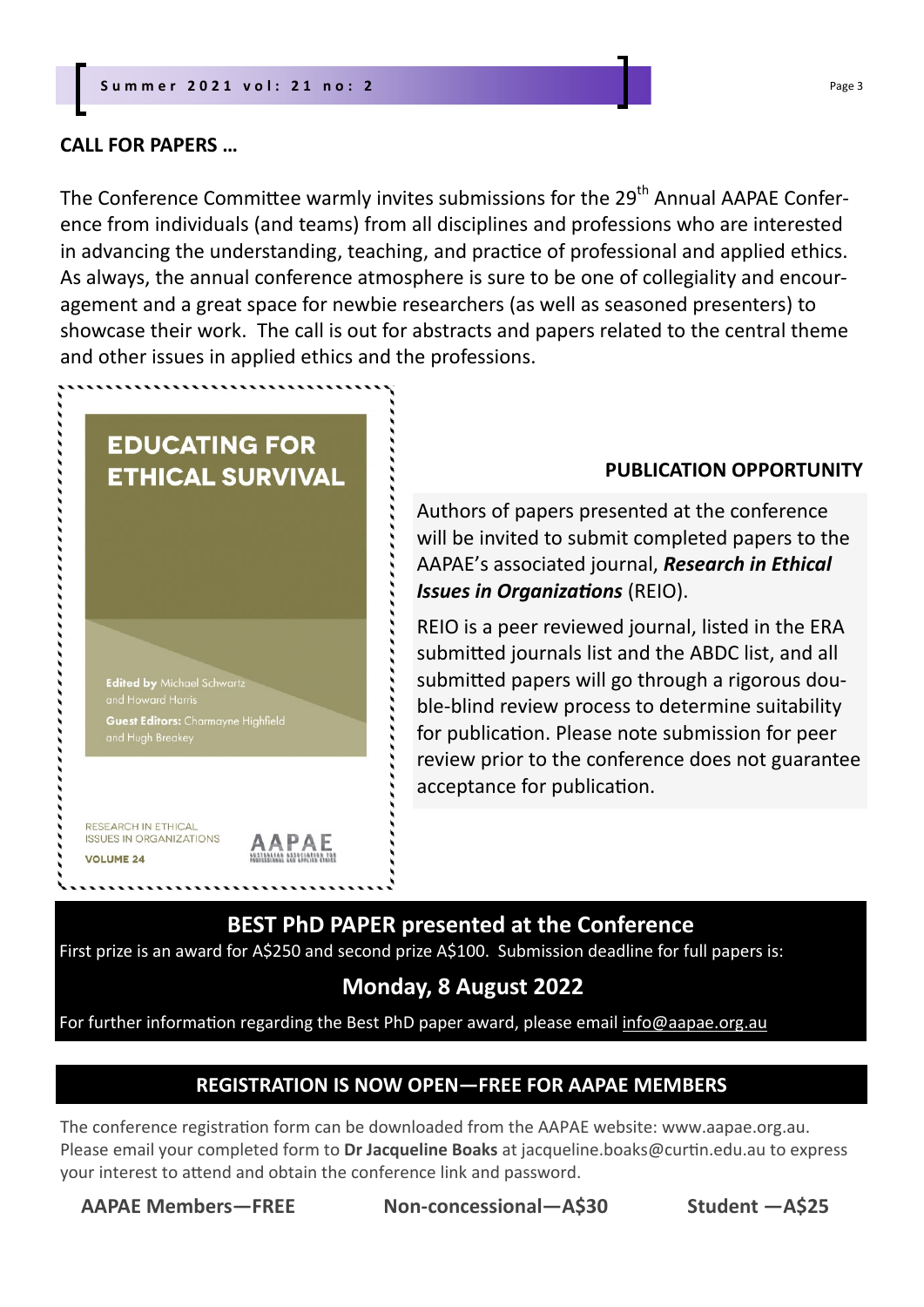## CALL FOR PAPERS …

The Conference Committee warmly invites submissions for the 29th Annual AAPAE Conference from individuals (and teams) from all disciplines and professions who are interested in advancing the understanding, teaching, and practice of professional and applied ethics. As always, the annual conference atmosphere is sure to be one of collegiality and encouragement and a great space for newbie researchers (as well as seasoned presenters) to showcase their work. The call is out for abstracts and papers related to the central theme and other issues in applied ethics and the professions.

**EDUCATING FOR ETHICAL SURVIVAL**

**Edited by** Michael Schwartz and Howard Harris

**Guest Editors:** Charmayne Highfield and Hugh Breakey

RESEARCH IN ETHICAL ISSUES IN ORGANIZATIONS

**VOLUME 24**

AAPAE

### PUBLICATION OPPORTUNITY

Authors of papers presented at the conference will be invited to submit completed papers to the AAPAE's associated journal, ***Research in Ethical Issues in Organizations*** (REIO).

REIO is a peer reviewed journal, listed in the ERA submitted journals list and the ABDC list, and all submitted papers will go through a rigorous double-blind review process to determine suitability for publication. Please note submission for peer review prior to the conference does not guarantee acceptance for publication.

## BEST PhD PAPER presented at the Conference

First prize is an award for A$250 and second prize A$100. Submission deadline for full papers is:

### Monday, 8 August 2022

For further information regarding the Best PhD paper award, please email info@aapae.org.au

## REGISTRATION IS NOW OPEN—FREE FOR AAPAE MEMBERS

The conference registration form can be downloaded from the AAPAE website: www.aapae.org.au. Please email your completed form to **Dr Jacqueline Boaks** at jacqueline.boaks@curtin.edu.au to express your interest to attend and obtain the conference link and password.

**AAPAE Members—FREE** **Non-concessional—A$30** **Student —A$25**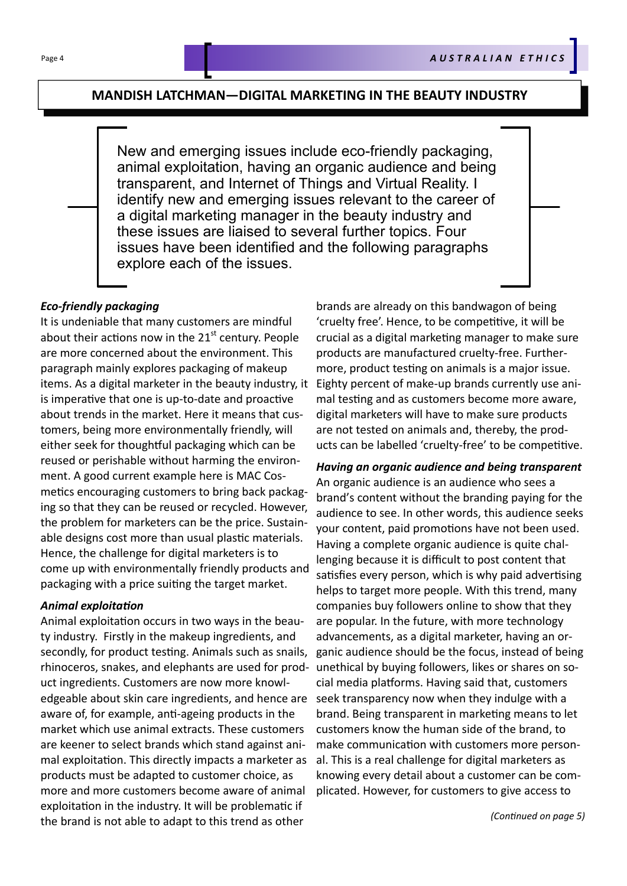## MANDISH LATCHMAN—DIGITAL MARKETING IN THE BEAUTY INDUSTRY

New and emerging issues include eco-friendly packaging, animal exploitation, having an organic audience and being transparent, and Internet of Things and Virtual Reality. I identify new and emerging issues relevant to the career of a digital marketing manager in the beauty industry and these issues are liaised to several further topics. Four issues have been identified and the following paragraphs explore each of the issues.

***Eco-friendly packaging***

It is undeniable that many customers are mindful about their actions now in the 21st century. People are more concerned about the environment. This paragraph mainly explores packaging of makeup items. As a digital marketer in the beauty industry, it is imperative that one is up-to-date and proactive about trends in the market. Here it means that customers, being more environmentally friendly, will either seek for thoughtful packaging which can be reused or perishable without harming the environment. A good current example here is MAC Cosmetics encouraging customers to bring back packaging so that they can be reused or recycled. However, the problem for marketers can be the price. Sustainable designs cost more than usual plastic materials. Hence, the challenge for digital marketers is to come up with environmentally friendly products and packaging with a price suiting the target market.

***Animal exploitation***

Animal exploitation occurs in two ways in the beauty industry. Firstly in the makeup ingredients, and secondly, for product testing. Animals such as snails, rhinoceros, snakes, and elephants are used for product ingredients. Customers are now more knowledgeable about skin care ingredients, and hence are aware of, for example, anti-ageing products in the market which use animal extracts. These customers are keener to select brands which stand against animal exploitation. This directly impacts a marketer as products must be adapted to customer choice, as more and more customers become aware of animal exploitation in the industry. It will be problematic if the brand is not able to adapt to this trend as other brands are already on this bandwagon of being 'cruelty free'. Hence, to be competitive, it will be crucial as a digital marketing manager to make sure products are manufactured cruelty-free. Furthermore, product testing on animals is a major issue. Eighty percent of make-up brands currently use animal testing and as customers become more aware, digital marketers will have to make sure products are not tested on animals and, thereby, the products can be labelled 'cruelty-free' to be competitive.

***Having an organic audience and being transparent***

An organic audience is an audience who sees a brand's content without the branding paying for the audience to see. In other words, this audience seeks your content, paid promotions have not been used. Having a complete organic audience is quite challenging because it is difficult to post content that satisfies every person, which is why paid advertising helps to target more people. With this trend, many companies buy followers online to show that they are popular. In the future, with more technology advancements, as a digital marketer, having an organic audience should be the focus, instead of being unethical by buying followers, likes or shares on social media platforms. Having said that, customers seek transparency now when they indulge with a brand. Being transparent in marketing means to let customers know the human side of the brand, to make communication with customers more personal. This is a real challenge for digital marketers as knowing every detail about a customer can be complicated. However, for customers to give access to

*(Continued on page 5)*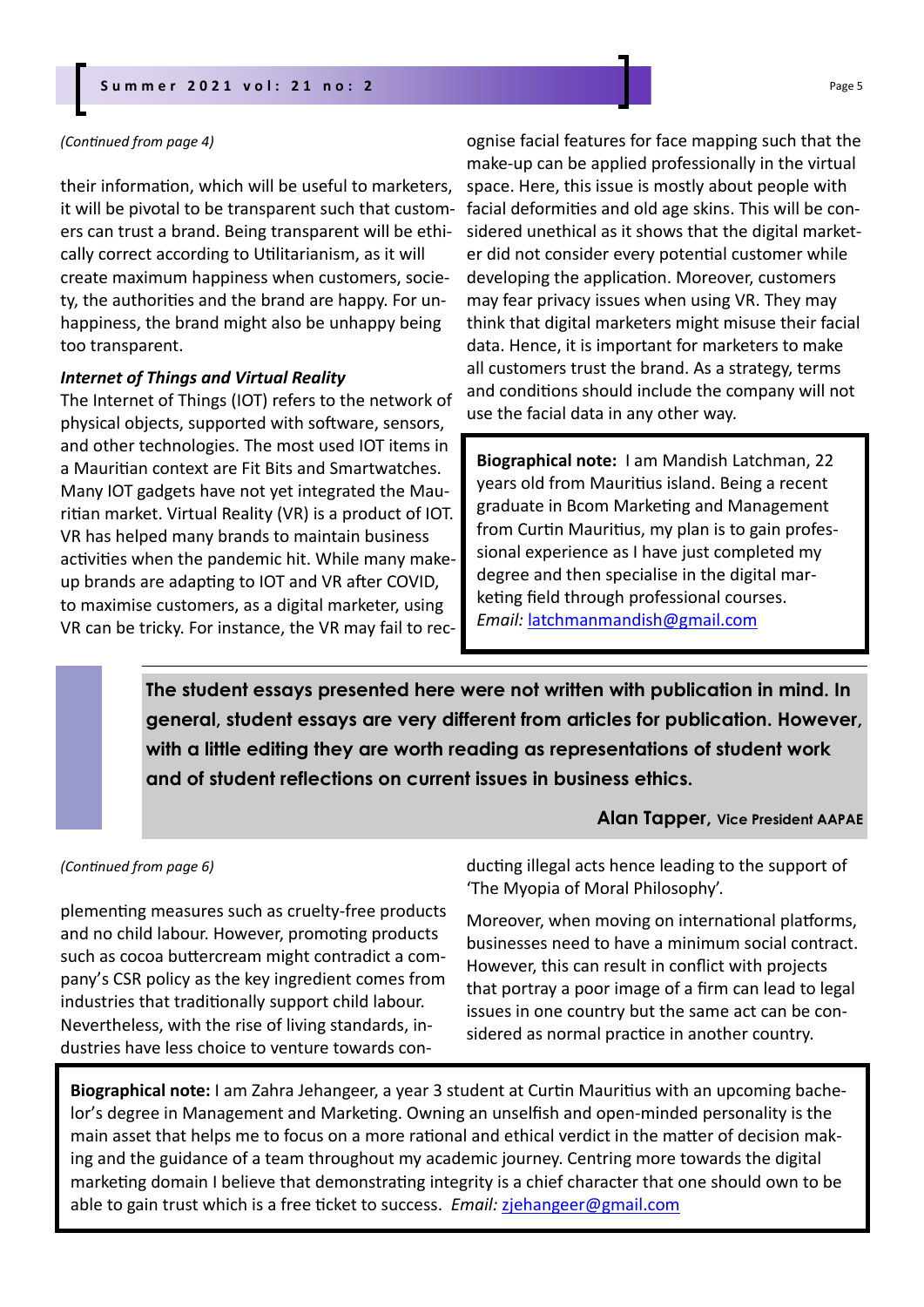*(Continued from page 4)*

their information, which will be useful to marketers, it will be pivotal to be transparent such that customers can trust a brand. Being transparent will be ethically correct according to Utilitarianism, as it will create maximum happiness when customers, society, the authorities and the brand are happy. For unhappiness, the brand might also be unhappy being too transparent.

***Internet of Things and Virtual Reality***

The Internet of Things (IOT) refers to the network of physical objects, supported with software, sensors, and other technologies. The most used IOT items in a Mauritian context are Fit Bits and Smartwatches. Many IOT gadgets have not yet integrated the Mauritian market. Virtual Reality (VR) is a product of IOT. VR has helped many brands to maintain business activities when the pandemic hit. While many make-up brands are adapting to IOT and VR after COVID, to maximise customers, as a digital marketer, using VR can be tricky. For instance, the VR may fail to recognise facial features for face mapping such that the make-up can be applied professionally in the virtual space. Here, this issue is mostly about people with facial deformities and old age skins. This will be considered unethical as it shows that the digital marketer did not consider every potential customer while developing the application. Moreover, customers may fear privacy issues when using VR. They may think that digital marketers might misuse their facial data. Hence, it is important for marketers to make all customers trust the brand. As a strategy, terms and conditions should include the company will not use the facial data in any other way.

**Biographical note:** I am Mandish Latchman, 22 years old from Mauritius island. Being a recent graduate in Bcom Marketing and Management from Curtin Mauritius, my plan is to gain professional experience as I have just completed my degree and then specialise in the digital marketing field through professional courses. *Email:* latchmanmandish@gmail.com

**The student essays presented here were not written with publication in mind. In general, student essays are very different from articles for publication. However, with a little editing they are worth reading as representations of student work and of student reflections on current issues in business ethics.**

**Alan Tapper, Vice President AAPAE**

*(Continued from page 6)*

plementing measures such as cruelty-free products and no child labour. However, promoting products such as cocoa buttercream might contradict a company's CSR policy as the key ingredient comes from industries that traditionally support child labour. Nevertheless, with the rise of living standards, industries have less choice to venture towards conducting illegal acts hence leading to the support of 'The Myopia of Moral Philosophy'.

Moreover, when moving on international platforms, businesses need to have a minimum social contract. However, this can result in conflict with projects that portray a poor image of a firm can lead to legal issues in one country but the same act can be considered as normal practice in another country.

**Biographical note:** I am Zahra Jehangeer, a year 3 student at Curtin Mauritius with an upcoming bachelor's degree in Management and Marketing. Owning an unselfish and open-minded personality is the main asset that helps me to focus on a more rational and ethical verdict in the matter of decision making and the guidance of a team throughout my academic journey. Centring more towards the digital marketing domain I believe that demonstrating integrity is a chief character that one should own to be able to gain trust which is a free ticket to success. *Email:* zjehangeer@gmail.com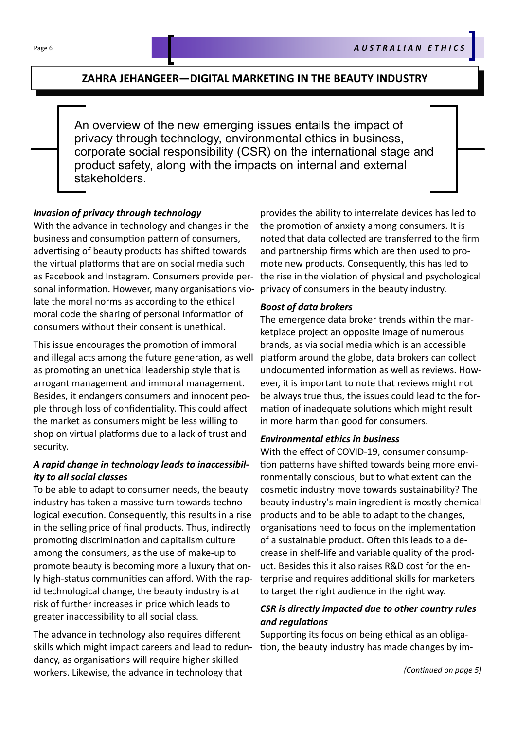## ZAHRA JEHANGEER—DIGITAL MARKETING IN THE BEAUTY INDUSTRY

An overview of the new emerging issues entails the impact of privacy through technology, environmental ethics in business, corporate social responsibility (CSR) on the international stage and product safety, along with the impacts on internal and external stakeholders.

***Invasion of privacy through technology***

With the advance in technology and changes in the business and consumption pattern of consumers, advertising of beauty products has shifted towards the virtual platforms that are on social media such as Facebook and Instagram. Consumers provide personal information. However, many organisations violate the moral norms as according to the ethical moral code the sharing of personal information of consumers without their consent is unethical.

This issue encourages the promotion of immoral and illegal acts among the future generation, as well as promoting an unethical leadership style that is arrogant management and immoral management. Besides, it endangers consumers and innocent people through loss of confidentiality. This could affect the market as consumers might be less willing to shop on virtual platforms due to a lack of trust and security.

***A rapid change in technology leads to inaccessibility to all social classes***

To be able to adapt to consumer needs, the beauty industry has taken a massive turn towards technological execution. Consequently, this results in a rise in the selling price of final products. Thus, indirectly promoting discrimination and capitalism culture among the consumers, as the use of make-up to promote beauty is becoming more a luxury that only high-status communities can afford. With the rapid technological change, the beauty industry is at risk of further increases in price which leads to greater inaccessibility to all social class.

The advance in technology also requires different skills which might impact careers and lead to redundancy, as organisations will require higher skilled workers. Likewise, the advance in technology that provides the ability to interrelate devices has led to the promotion of anxiety among consumers. It is noted that data collected are transferred to the firm and partnership firms which are then used to promote new products. Consequently, this has led to the rise in the violation of physical and psychological privacy of consumers in the beauty industry.

***Boost of data brokers***

The emergence data broker trends within the marketplace project an opposite image of numerous brands, as via social media which is an accessible platform around the globe, data brokers can collect undocumented information as well as reviews. However, it is important to note that reviews might not be always true thus, the issues could lead to the formation of inadequate solutions which might result in more harm than good for consumers.

***Environmental ethics in business***

With the effect of COVID-19, consumer consumption patterns have shifted towards being more environmentally conscious, but to what extent can the cosmetic industry move towards sustainability? The beauty industry's main ingredient is mostly chemical products and to be able to adapt to the changes, organisations need to focus on the implementation of a sustainable product. Often this leads to a decrease in shelf-life and variable quality of the product. Besides this it also raises R&D cost for the enterprise and requires additional skills for marketers to target the right audience in the right way.

***CSR is directly impacted due to other country rules and regulations***

Supporting its focus on being ethical as an obligation, the beauty industry has made changes by im-

*(Continued on page 5)*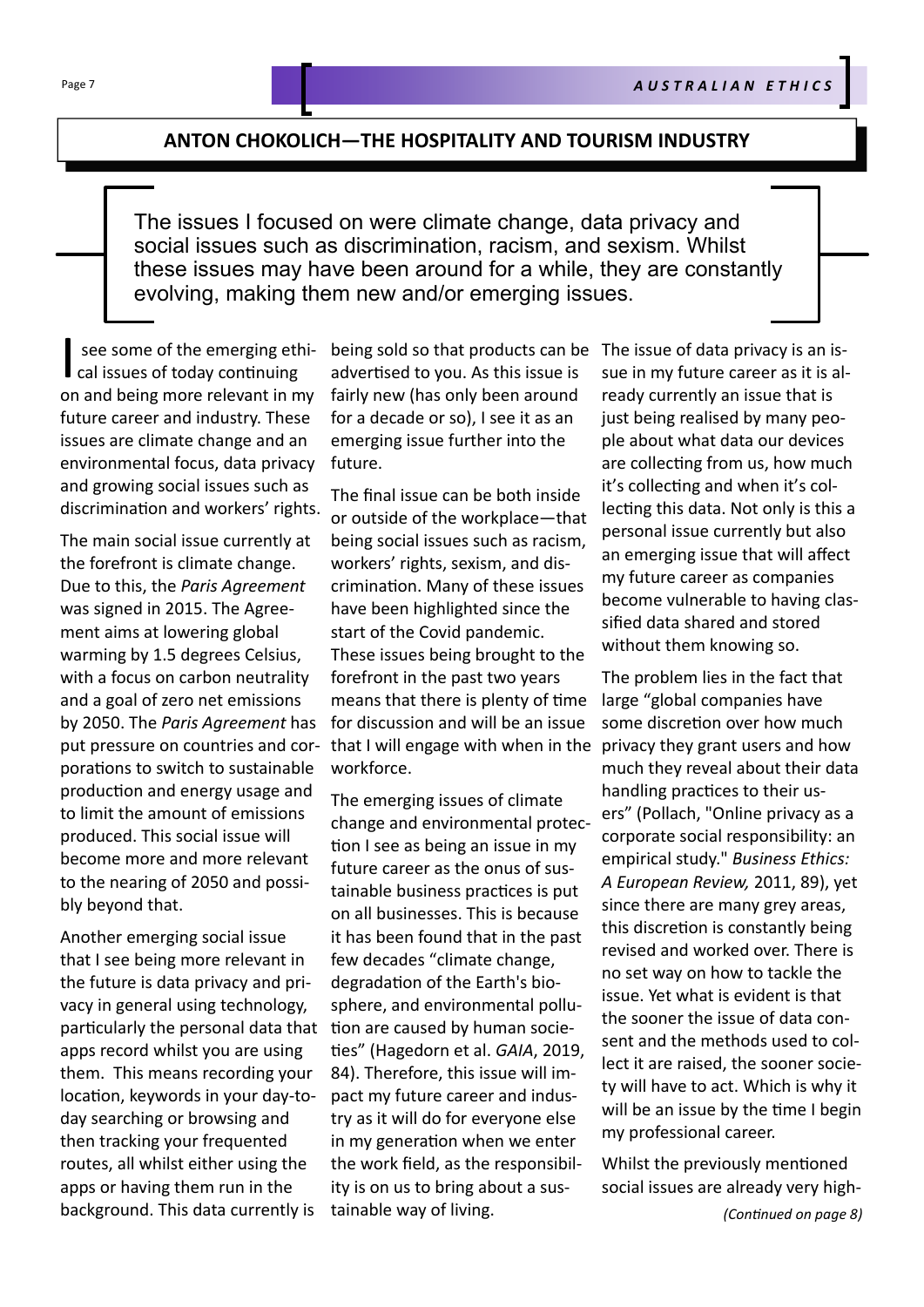## ANTON CHOKOLICH—THE HOSPITALITY AND TOURISM INDUSTRY

> The issues I focused on were climate change, data privacy and social issues such as discrimination, racism, and sexism. Whilst these issues may have been around for a while, they are constantly evolving, making them new and/or emerging issues.

I see some of the emerging ethical issues of today continuing on and being more relevant in my future career and industry. These issues are climate change and an environmental focus, data privacy and growing social issues such as discrimination and workers' rights.

The main social issue currently at the forefront is climate change. Due to this, the *Paris Agreement* was signed in 2015. The Agreement aims at lowering global warming by 1.5 degrees Celsius, with a focus on carbon neutrality and a goal of zero net emissions by 2050. The *Paris Agreement* has put pressure on countries and corporations to switch to sustainable production and energy usage and to limit the amount of emissions produced. This social issue will become more and more relevant to the nearing of 2050 and possibly beyond that.

Another emerging social issue that I see being more relevant in the future is data privacy and privacy in general using technology, particularly the personal data that apps record whilst you are using them. This means recording your location, keywords in your day-to-day searching or browsing and then tracking your frequented routes, all whilst either using the apps or having them run in the background. This data currently is being sold so that products can be advertised to you. As this issue is fairly new (has only been around for a decade or so), I see it as an emerging issue further into the future.

The final issue can be both inside or outside of the workplace—that being social issues such as racism, workers' rights, sexism, and discrimination. Many of these issues have been highlighted since the start of the Covid pandemic. These issues being brought to the forefront in the past two years means that there is plenty of time for discussion and will be an issue that I will engage with when in the workforce.

The emerging issues of climate change and environmental protection I see as being an issue in my future career as the onus of sustainable business practices is put on all businesses. This is because it has been found that in the past few decades "climate change, degradation of the Earth's biosphere, and environmental pollution are caused by human societies" (Hagedorn et al. *GAIA*, 2019, 84). Therefore, this issue will impact my future career and industry as it will do for everyone else in my generation when we enter the work field, as the responsibility is on us to bring about a sustainable way of living.

The issue of data privacy is an issue in my future career as it is already currently an issue that is just being realised by many people about what data our devices are collecting from us, how much it's collecting and when it's collecting this data. Not only is this a personal issue currently but also an emerging issue that will affect my future career as companies become vulnerable to having classified data shared and stored without them knowing so.

The problem lies in the fact that large "global companies have some discretion over how much privacy they grant users and how much they reveal about their data handling practices to their users" (Pollach, "Online privacy as a corporate social responsibility: an empirical study." *Business Ethics: A European Review,* 2011, 89), yet since there are many grey areas, this discretion is constantly being revised and worked over. There is no set way on how to tackle the issue. Yet what is evident is that the sooner the issue of data consent and the methods used to collect it are raised, the sooner society will have to act. Which is why it will be an issue by the time I begin my professional career.

Whilst the previously mentioned social issues are already very high-

*(Continued on page 8)*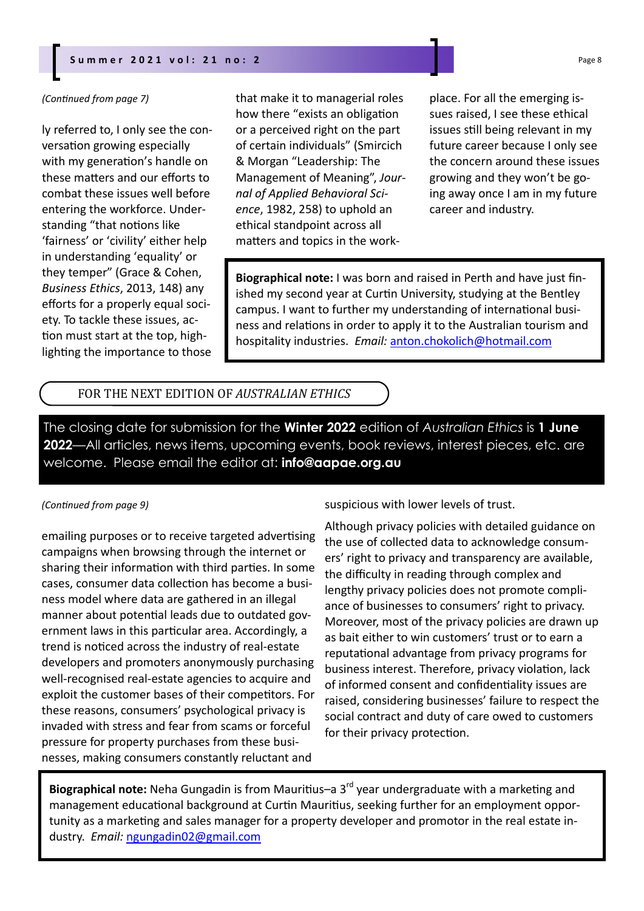*(Continued from page 7)*

ly referred to, I only see the conversation growing especially with my generation's handle on these matters and our efforts to combat these issues well before entering the workforce. Understanding "that notions like 'fairness' or 'civility' either help in understanding 'equality' or they temper" (Grace & Cohen, *Business Ethics*, 2013, 148) any efforts for a properly equal society. To tackle these issues, action must start at the top, highlighting the importance to those that make it to managerial roles how there "exists an obligation or a perceived right on the part of certain individuals" (Smircich & Morgan "Leadership: The Management of Meaning", *Journal of Applied Behavioral Science*, 1982, 258) to uphold an ethical standpoint across all matters and topics in the workplace. For all the emerging issues raised, I see these ethical issues still being relevant in my future career because I only see the concern around these issues growing and they won't be going away once I am in my future career and industry.

**Biographical note:** I was born and raised in Perth and have just finished my second year at Curtin University, studying at the Bentley campus. I want to further my understanding of international business and relations in order to apply it to the Australian tourism and hospitality industries. *Email:* anton.chokolich@hotmail.com

## FOR THE NEXT EDITION OF *AUSTRALIAN ETHICS*

The closing date for submission for the **Winter 2022** edition of *Australian Ethics* is **1 June 2022**—All articles, news items, upcoming events, book reviews, interest pieces, etc. are welcome. Please email the editor at: **info@aapae.org.au**

*(Continued from page 9)*

emailing purposes or to receive targeted advertising campaigns when browsing through the internet or sharing their information with third parties. In some cases, consumer data collection has become a business model where data are gathered in an illegal manner about potential leads due to outdated government laws in this particular area. Accordingly, a trend is noticed across the industry of real-estate developers and promoters anonymously purchasing well-recognised real-estate agencies to acquire and exploit the customer bases of their competitors. For these reasons, consumers' psychological privacy is invaded with stress and fear from scams or forceful pressure for property purchases from these businesses, making consumers constantly reluctant and suspicious with lower levels of trust.

Although privacy policies with detailed guidance on the use of collected data to acknowledge consumers' right to privacy and transparency are available, the difficulty in reading through complex and lengthy privacy policies does not promote compliance of businesses to consumers' right to privacy. Moreover, most of the privacy policies are drawn up as bait either to win customers' trust or to earn a reputational advantage from privacy programs for business interest. Therefore, privacy violation, lack of informed consent and confidentiality issues are raised, considering businesses' failure to respect the social contract and duty of care owed to customers for their privacy protection.

**Biographical note:** Neha Gungadin is from Mauritius–a 3rd year undergraduate with a marketing and management educational background at Curtin Mauritius, seeking further for an employment opportunity as a marketing and sales manager for a property developer and promotor in the real estate industry. *Email:* ngungadin02@gmail.com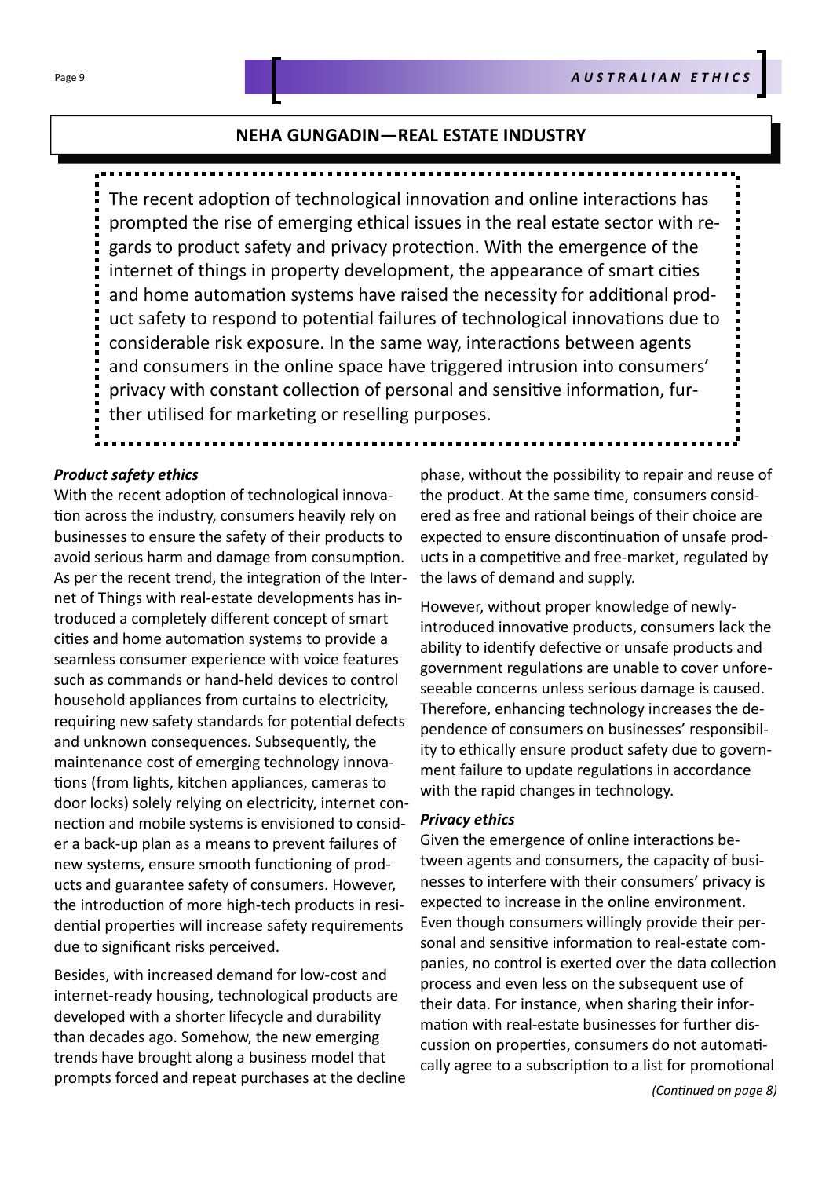## NEHA GUNGADIN—REAL ESTATE INDUSTRY

The recent adoption of technological innovation and online interactions has prompted the rise of emerging ethical issues in the real estate sector with regards to product safety and privacy protection. With the emergence of the internet of things in property development, the appearance of smart cities and home automation systems have raised the necessity for additional product safety to respond to potential failures of technological innovations due to considerable risk exposure. In the same way, interactions between agents and consumers in the online space have triggered intrusion into consumers' privacy with constant collection of personal and sensitive information, further utilised for marketing or reselling purposes.

***Product safety ethics***

With the recent adoption of technological innovation across the industry, consumers heavily rely on businesses to ensure the safety of their products to avoid serious harm and damage from consumption. As per the recent trend, the integration of the Internet of Things with real-estate developments has introduced a completely different concept of smart cities and home automation systems to provide a seamless consumer experience with voice features such as commands or hand-held devices to control household appliances from curtains to electricity, requiring new safety standards for potential defects and unknown consequences. Subsequently, the maintenance cost of emerging technology innovations (from lights, kitchen appliances, cameras to door locks) solely relying on electricity, internet connection and mobile systems is envisioned to consider a back-up plan as a means to prevent failures of new systems, ensure smooth functioning of products and guarantee safety of consumers. However, the introduction of more high-tech products in residential properties will increase safety requirements due to significant risks perceived.

Besides, with increased demand for low-cost and internet-ready housing, technological products are developed with a shorter lifecycle and durability than decades ago. Somehow, the new emerging trends have brought along a business model that prompts forced and repeat purchases at the decline phase, without the possibility to repair and reuse of the product. At the same time, consumers considered as free and rational beings of their choice are expected to ensure discontinuation of unsafe products in a competitive and free-market, regulated by the laws of demand and supply.

However, without proper knowledge of newly-introduced innovative products, consumers lack the ability to identify defective or unsafe products and government regulations are unable to cover unforeseeable concerns unless serious damage is caused. Therefore, enhancing technology increases the dependence of consumers on businesses' responsibility to ethically ensure product safety due to government failure to update regulations in accordance with the rapid changes in technology.

***Privacy ethics***

Given the emergence of online interactions between agents and consumers, the capacity of businesses to interfere with their consumers' privacy is expected to increase in the online environment. Even though consumers willingly provide their personal and sensitive information to real-estate companies, no control is exerted over the data collection process and even less on the subsequent use of their data. For instance, when sharing their information with real-estate businesses for further discussion on properties, consumers do not automatically agree to a subscription to a list for promotional

*(Continued on page 8)*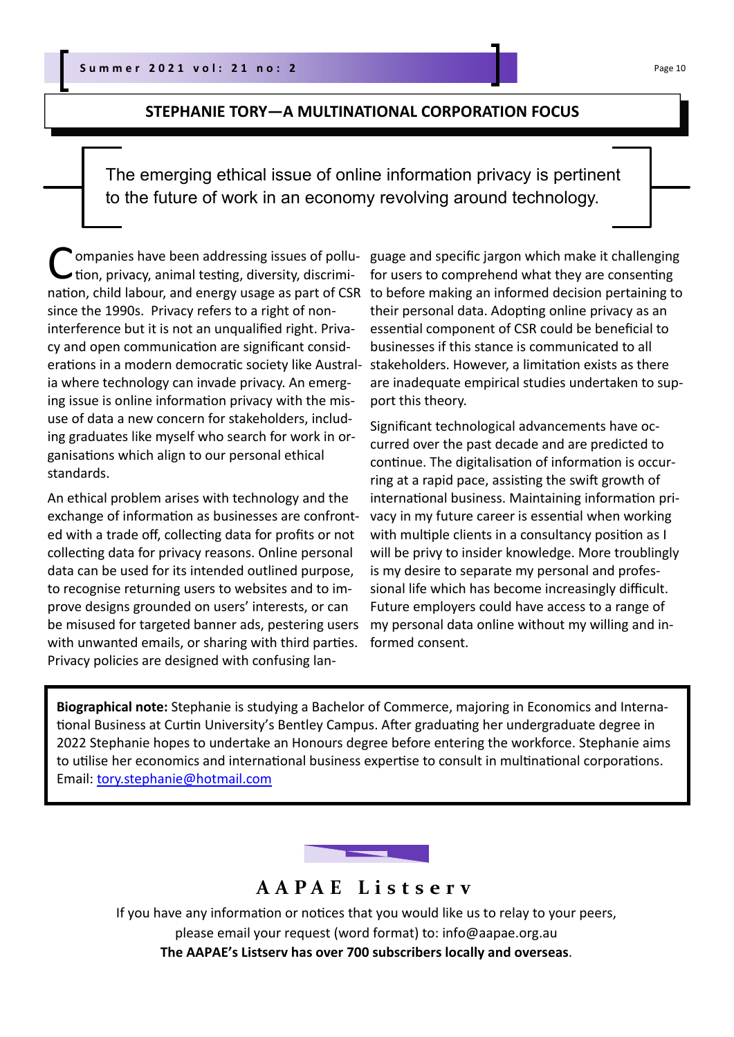## STEPHANIE TORY—A MULTINATIONAL CORPORATION FOCUS

> The emerging ethical issue of online information privacy is pertinent to the future of work in an economy revolving around technology.

Companies have been addressing issues of pollution, privacy, animal testing, diversity, discrimination, child labour, and energy usage as part of CSR since the 1990s. Privacy refers to a right of non-interference but it is not an unqualified right. Privacy and open communication are significant considerations in a modern democratic society like Australia where technology can invade privacy. An emerging issue is online information privacy with the misuse of data a new concern for stakeholders, including graduates like myself who search for work in organisations which align to our personal ethical standards.

An ethical problem arises with technology and the exchange of information as businesses are confronted with a trade off, collecting data for profits or not collecting data for privacy reasons. Online personal data can be used for its intended outlined purpose, to recognise returning users to websites and to improve designs grounded on users' interests, or can be misused for targeted banner ads, pestering users with unwanted emails, or sharing with third parties. Privacy policies are designed with confusing language and specific jargon which make it challenging for users to comprehend what they are consenting to before making an informed decision pertaining to their personal data. Adopting online privacy as an essential component of CSR could be beneficial to businesses if this stance is communicated to all stakeholders. However, a limitation exists as there are inadequate empirical studies undertaken to support this theory.

Significant technological advancements have occurred over the past decade and are predicted to continue. The digitalisation of information is occurring at a rapid pace, assisting the swift growth of international business. Maintaining information privacy in my future career is essential when working with multiple clients in a consultancy position as I will be privy to insider knowledge. More troublingly is my desire to separate my personal and professional life which has become increasingly difficult. Future employers could have access to a range of my personal data online without my willing and informed consent.

**Biographical note:** Stephanie is studying a Bachelor of Commerce, majoring in Economics and International Business at Curtin University's Bentley Campus. After graduating her undergraduate degree in 2022 Stephanie hopes to undertake an Honours degree before entering the workforce. Stephanie aims to utilise her economics and international business expertise to consult in multinational corporations. Email: tory.stephanie@hotmail.com

## AAPAE Listserv

If you have any information or notices that you would like us to relay to your peers, please email your request (word format) to: info@aapae.org.au

**The AAPAE's Listserv has over 700 subscribers locally and overseas**.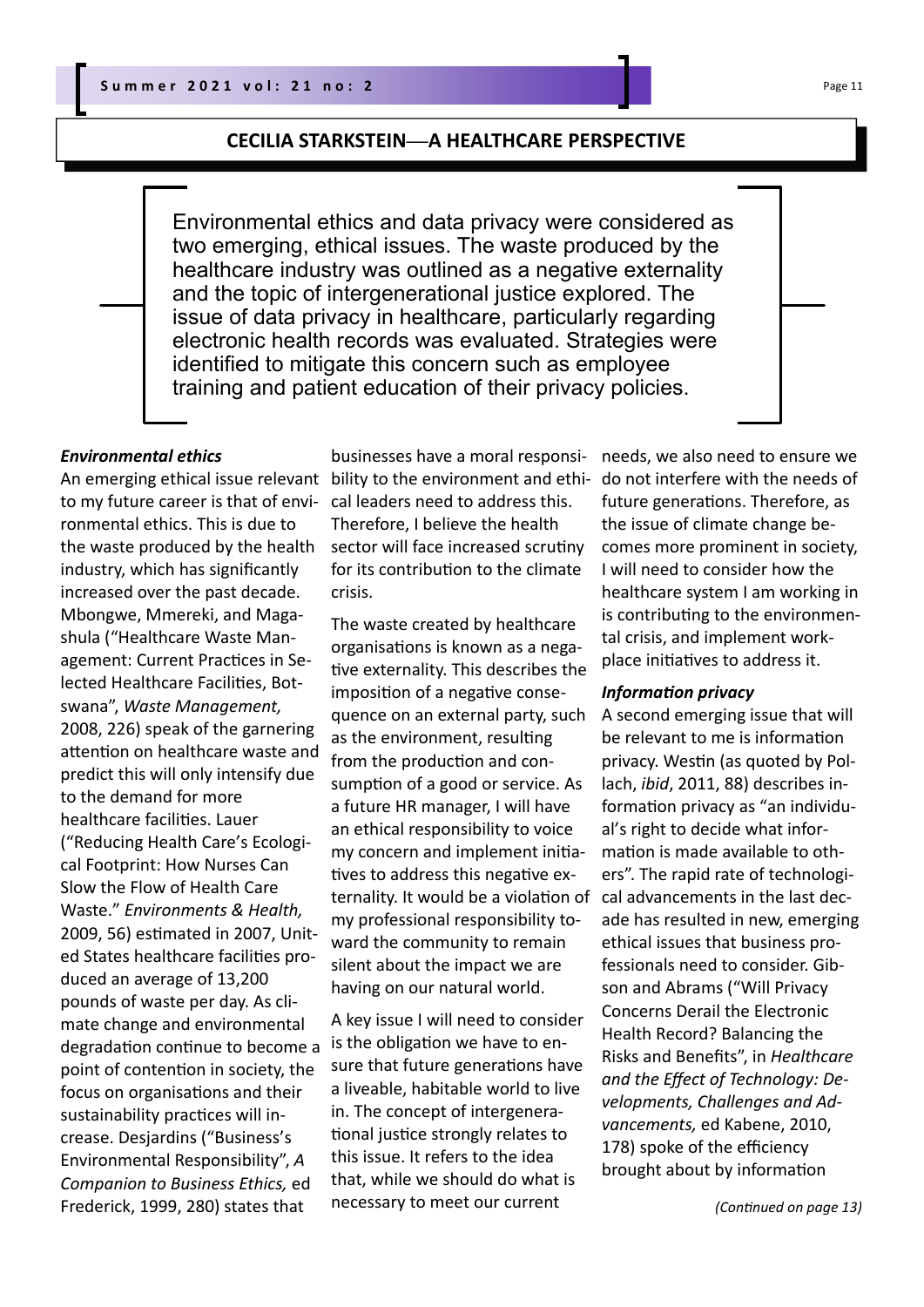## CECILIA STARKSTEIN—A HEALTHCARE PERSPECTIVE

> Environmental ethics and data privacy were considered as two emerging, ethical issues. The waste produced by the healthcare industry was outlined as a negative externality and the topic of intergenerational justice explored. The issue of data privacy in healthcare, particularly regarding electronic health records was evaluated. Strategies were identified to mitigate this concern such as employee training and patient education of their privacy policies.

***Environmental ethics***

An emerging ethical issue relevant to my future career is that of environmental ethics. This is due to the waste produced by the health industry, which has significantly increased over the past decade. Mbongwe, Mmereki, and Magashula ("Healthcare Waste Management: Current Practices in Selected Healthcare Facilities, Botswana", *Waste Management,* 2008, 226) speak of the garnering attention on healthcare waste and predict this will only intensify due to the demand for more healthcare facilities. Lauer ("Reducing Health Care's Ecological Footprint: How Nurses Can Slow the Flow of Health Care Waste." *Environments & Health,* 2009, 56) estimated in 2007, United States healthcare facilities produced an average of 13,200 pounds of waste per day. As climate change and environmental degradation continue to become a point of contention in society, the focus on organisations and their sustainability practices will increase. Desjardins ("Business's Environmental Responsibility", *A Companion to Business Ethics,* ed Frederick, 1999, 280) states that businesses have a moral responsibility to the environment and ethical leaders need to address this. Therefore, I believe the health sector will face increased scrutiny for its contribution to the climate crisis.

The waste created by healthcare organisations is known as a negative externality. This describes the imposition of a negative consequence on an external party, such as the environment, resulting from the production and consumption of a good or service. As a future HR manager, I will have an ethical responsibility to voice my concern and implement initiatives to address this negative externality. It would be a violation of my professional responsibility toward the community to remain silent about the impact we are having on our natural world.

A key issue I will need to consider is the obligation we have to ensure that future generations have a liveable, habitable world to live in. The concept of intergenerational justice strongly relates to this issue. It refers to the idea that, while we should do what is necessary to meet our current needs, we also need to ensure we do not interfere with the needs of future generations. Therefore, as the issue of climate change becomes more prominent in society, I will need to consider how the healthcare system I am working in is contributing to the environmental crisis, and implement workplace initiatives to address it.

***Information privacy***

A second emerging issue that will be relevant to me is information privacy. Westin (as quoted by Pollach, *ibid*, 2011, 88) describes information privacy as "an individual's right to decide what information is made available to others". The rapid rate of technological advancements in the last decade has resulted in new, emerging ethical issues that business professionals need to consider. Gibson and Abrams ("Will Privacy Concerns Derail the Electronic Health Record? Balancing the Risks and Benefits", in *Healthcare and the Effect of Technology: Developments, Challenges and Advancements,* ed Kabene, 2010, 178) spoke of the efficiency brought about by information

*(Continued on page 13)*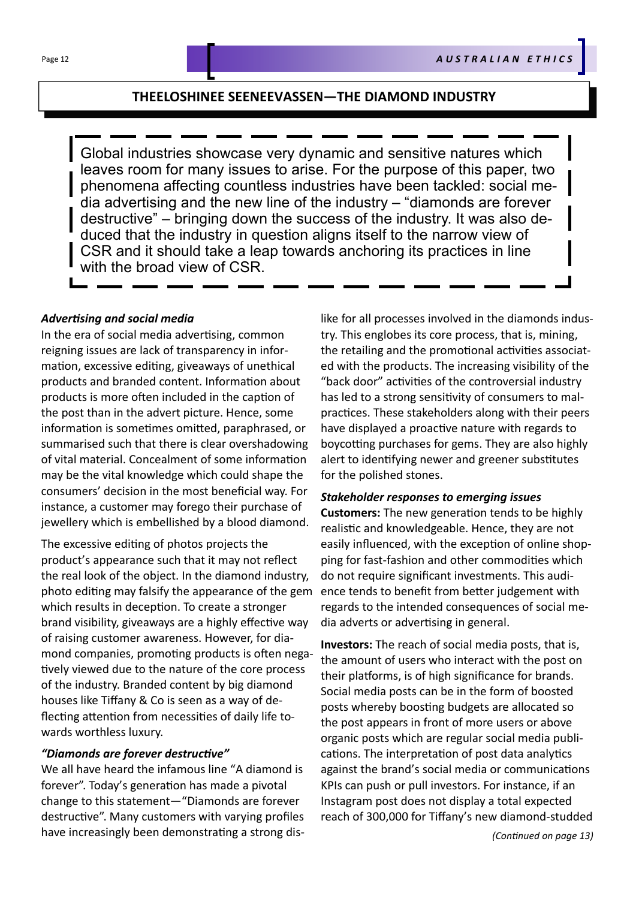## THEELOSHINEE SEENEEVASSEN—THE DIAMOND INDUSTRY

Global industries showcase very dynamic and sensitive natures which leaves room for many issues to arise. For the purpose of this paper, two phenomena affecting countless industries have been tackled: social media advertising and the new line of the industry – "diamonds are forever destructive" – bringing down the success of the industry. It was also deduced that the industry in question aligns itself to the narrow view of CSR and it should take a leap towards anchoring its practices in line with the broad view of CSR.

***Advertising and social media***

In the era of social media advertising, common reigning issues are lack of transparency in information, excessive editing, giveaways of unethical products and branded content. Information about products is more often included in the caption of the post than in the advert picture. Hence, some information is sometimes omitted, paraphrased, or summarised such that there is clear overshadowing of vital material. Concealment of some information may be the vital knowledge which could shape the consumers' decision in the most beneficial way. For instance, a customer may forego their purchase of jewellery which is embellished by a blood diamond.

The excessive editing of photos projects the product's appearance such that it may not reflect the real look of the object. In the diamond industry, photo editing may falsify the appearance of the gem which results in deception. To create a stronger brand visibility, giveaways are a highly effective way of raising customer awareness. However, for diamond companies, promoting products is often negatively viewed due to the nature of the core process of the industry. Branded content by big diamond houses like Tiffany & Co is seen as a way of deflecting attention from necessities of daily life towards worthless luxury.

***"Diamonds are forever destructive"***

We all have heard the infamous line "A diamond is forever". Today's generation has made a pivotal change to this statement—"Diamonds are forever destructive". Many customers with varying profiles have increasingly been demonstrating a strong dislike for all processes involved in the diamonds industry. This englobes its core process, that is, mining, the retailing and the promotional activities associated with the products. The increasing visibility of the "back door" activities of the controversial industry has led to a strong sensitivity of consumers to malpractices. These stakeholders along with their peers have displayed a proactive nature with regards to boycotting purchases for gems. They are also highly alert to identifying newer and greener substitutes for the polished stones.

***Stakeholder responses to emerging issues***

**Customers:** The new generation tends to be highly realistic and knowledgeable. Hence, they are not easily influenced, with the exception of online shopping for fast-fashion and other commodities which do not require significant investments. This audience tends to benefit from better judgement with regards to the intended consequences of social media adverts or advertising in general.

**Investors:** The reach of social media posts, that is, the amount of users who interact with the post on their platforms, is of high significance for brands. Social media posts can be in the form of boosted posts whereby boosting budgets are allocated so the post appears in front of more users or above organic posts which are regular social media publications. The interpretation of post data analytics against the brand's social media or communications KPIs can push or pull investors. For instance, if an Instagram post does not display a total expected reach of 300,000 for Tiffany's new diamond-studded

*(Continued on page 13)*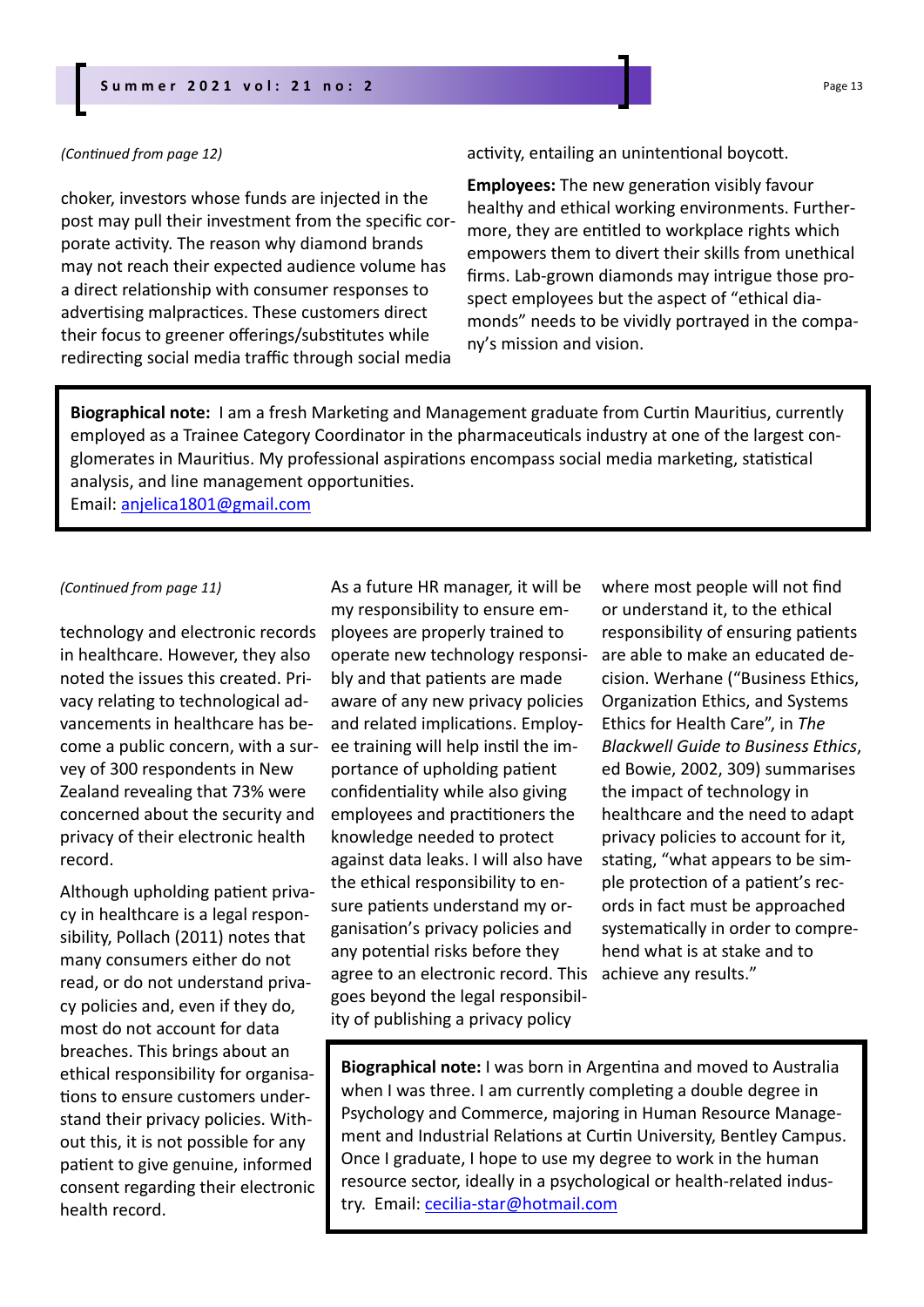*(Continued from page 12)*

choker, investors whose funds are injected in the post may pull their investment from the specific corporate activity. The reason why diamond brands may not reach their expected audience volume has a direct relationship with consumer responses to advertising malpractices. These customers direct their focus to greener offerings/substitutes while redirecting social media traffic through social media activity, entailing an unintentional boycott.

**Employees:** The new generation visibly favour healthy and ethical working environments. Furthermore, they are entitled to workplace rights which empowers them to divert their skills from unethical firms. Lab-grown diamonds may intrigue those prospect employees but the aspect of "ethical diamonds" needs to be vividly portrayed in the company's mission and vision.

**Biographical note:** I am a fresh Marketing and Management graduate from Curtin Mauritius, currently employed as a Trainee Category Coordinator in the pharmaceuticals industry at one of the largest conglomerates in Mauritius. My professional aspirations encompass social media marketing, statistical analysis, and line management opportunities.
Email: anjelica1801@gmail.com

*(Continued from page 11)*

technology and electronic records in healthcare. However, they also noted the issues this created. Privacy relating to technological advancements in healthcare has become a public concern, with a survey of 300 respondents in New Zealand revealing that 73% were concerned about the security and privacy of their electronic health record.

Although upholding patient privacy in healthcare is a legal responsibility, Pollach (2011) notes that many consumers either do not read, or do not understand privacy policies and, even if they do, most do not account for data breaches. This brings about an ethical responsibility for organisations to ensure customers understand their privacy policies. Without this, it is not possible for any patient to give genuine, informed consent regarding their electronic health record.

As a future HR manager, it will be my responsibility to ensure employees are properly trained to operate new technology responsibly and that patients are made aware of any new privacy policies and related implications. Employee training will help instil the importance of upholding patient confidentiality while also giving employees and practitioners the knowledge needed to protect against data leaks. I will also have the ethical responsibility to ensure patients understand my organisation's privacy policies and any potential risks before they agree to an electronic record. This goes beyond the legal responsibility of publishing a privacy policy where most people will not find or understand it, to the ethical responsibility of ensuring patients are able to make an educated decision. Werhane ("Business Ethics, Organization Ethics, and Systems Ethics for Health Care", in *The Blackwell Guide to Business Ethics*, ed Bowie, 2002, 309) summarises the impact of technology in healthcare and the need to adapt privacy policies to account for it, stating, "what appears to be simple protection of a patient's records in fact must be approached systematically in order to comprehend what is at stake and to achieve any results."

**Biographical note:** I was born in Argentina and moved to Australia when I was three. I am currently completing a double degree in Psychology and Commerce, majoring in Human Resource Management and Industrial Relations at Curtin University, Bentley Campus. Once I graduate, I hope to use my degree to work in the human resource sector, ideally in a psychological or health-related industry. Email: cecilia-star@hotmail.com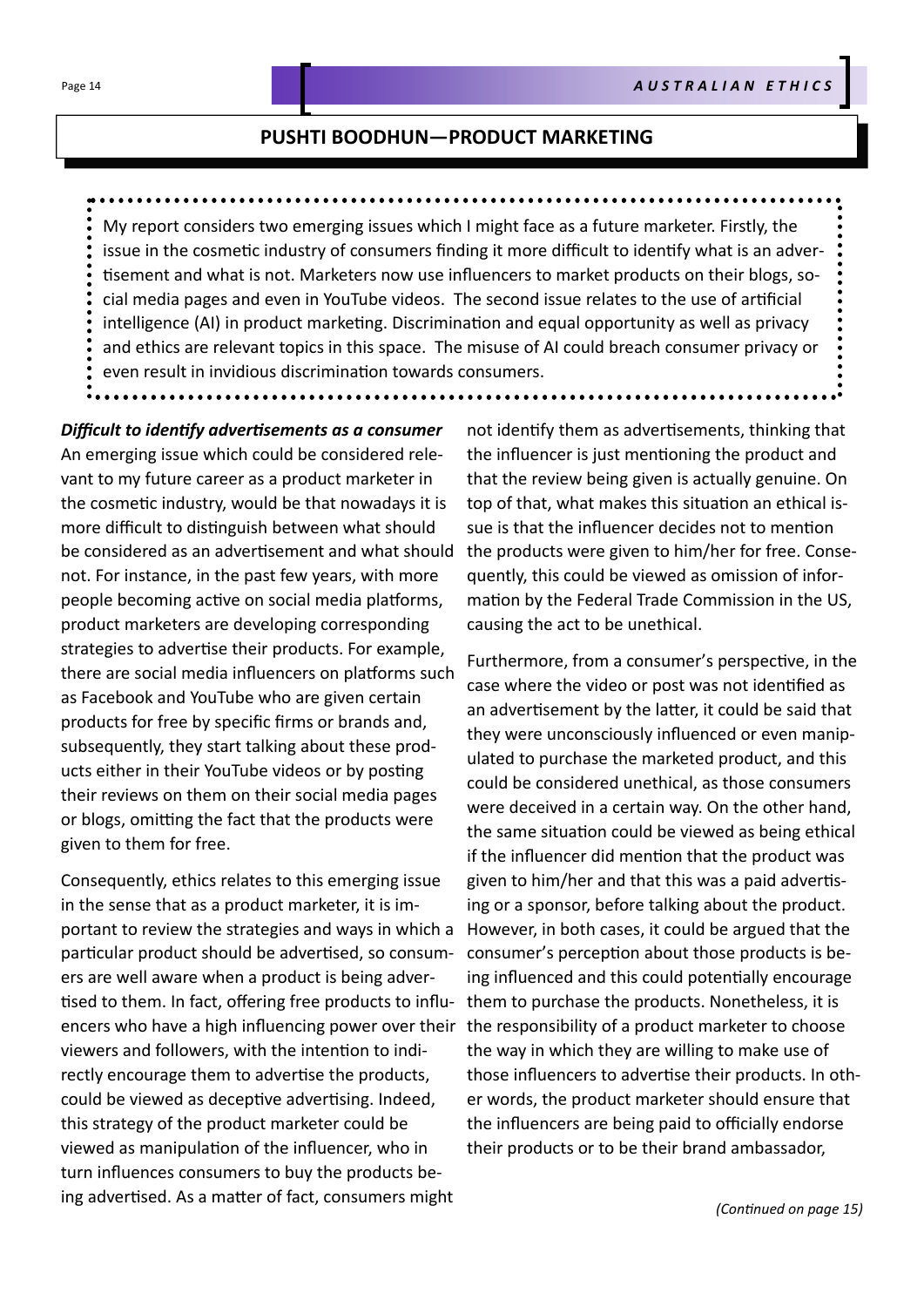## PUSHTI BOODHUN—PRODUCT MARKETING

My report considers two emerging issues which I might face as a future marketer. Firstly, the issue in the cosmetic industry of consumers finding it more difficult to identify what is an advertisement and what is not. Marketers now use influencers to market products on their blogs, social media pages and even in YouTube videos. The second issue relates to the use of artificial intelligence (AI) in product marketing. Discrimination and equal opportunity as well as privacy and ethics are relevant topics in this space. The misuse of AI could breach consumer privacy or even result in invidious discrimination towards consumers.

***Difficult to identify advertisements as a consumer***

An emerging issue which could be considered relevant to my future career as a product marketer in the cosmetic industry, would be that nowadays it is more difficult to distinguish between what should be considered as an advertisement and what should not. For instance, in the past few years, with more people becoming active on social media platforms, product marketers are developing corresponding strategies to advertise their products. For example, there are social media influencers on platforms such as Facebook and YouTube who are given certain products for free by specific firms or brands and, subsequently, they start talking about these products either in their YouTube videos or by posting their reviews on them on their social media pages or blogs, omitting the fact that the products were given to them for free.

Consequently, ethics relates to this emerging issue in the sense that as a product marketer, it is important to review the strategies and ways in which a particular product should be advertised, so consumers are well aware when a product is being advertised to them. In fact, offering free products to influencers who have a high influencing power over their viewers and followers, with the intention to indirectly encourage them to advertise the products, could be viewed as deceptive advertising. Indeed, this strategy of the product marketer could be viewed as manipulation of the influencer, who in turn influences consumers to buy the products being advertised. As a matter of fact, consumers might not identify them as advertisements, thinking that the influencer is just mentioning the product and that the review being given is actually genuine. On top of that, what makes this situation an ethical issue is that the influencer decides not to mention the products were given to him/her for free. Consequently, this could be viewed as omission of information by the Federal Trade Commission in the US, causing the act to be unethical.

Furthermore, from a consumer's perspective, in the case where the video or post was not identified as an advertisement by the latter, it could be said that they were unconsciously influenced or even manipulated to purchase the marketed product, and this could be considered unethical, as those consumers were deceived in a certain way. On the other hand, the same situation could be viewed as being ethical if the influencer did mention that the product was given to him/her and that this was a paid advertising or a sponsor, before talking about the product. However, in both cases, it could be argued that the consumer's perception about those products is being influenced and this could potentially encourage them to purchase the products. Nonetheless, it is the responsibility of a product marketer to choose the way in which they are willing to make use of those influencers to advertise their products. In other words, the product marketer should ensure that the influencers are being paid to officially endorse their products or to be their brand ambassador,

*(Continued on page 15)*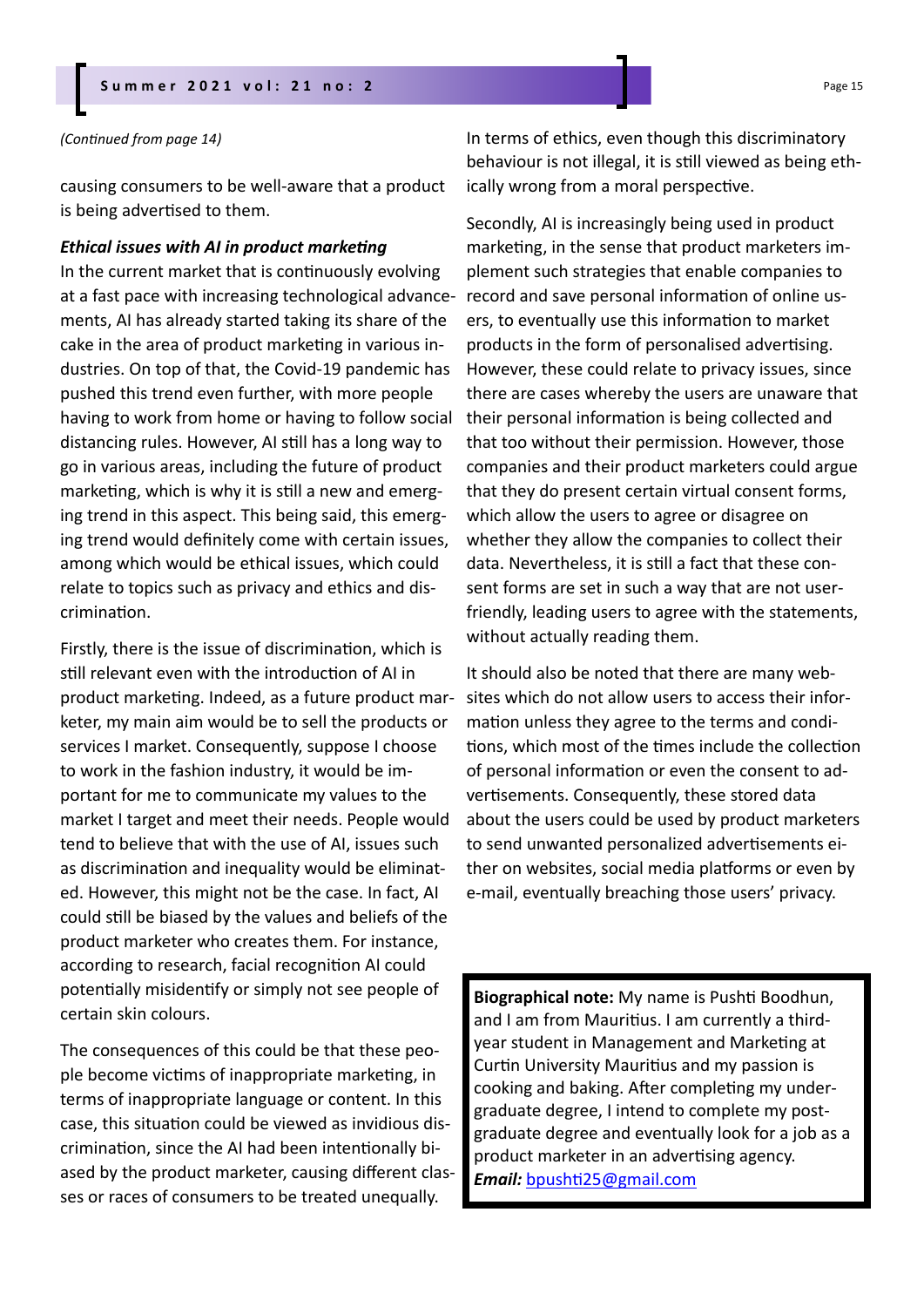*(Continued from page 14)*

causing consumers to be well-aware that a product is being advertised to them.

***Ethical issues with AI in product marketing***

In the current market that is continuously evolving at a fast pace with increasing technological advancements, AI has already started taking its share of the cake in the area of product marketing in various industries. On top of that, the Covid-19 pandemic has pushed this trend even further, with more people having to work from home or having to follow social distancing rules. However, AI still has a long way to go in various areas, including the future of product marketing, which is why it is still a new and emerging trend in this aspect. This being said, this emerging trend would definitely come with certain issues, among which would be ethical issues, which could relate to topics such as privacy and ethics and discrimination.

Firstly, there is the issue of discrimination, which is still relevant even with the introduction of AI in product marketing. Indeed, as a future product marketer, my main aim would be to sell the products or services I market. Consequently, suppose I choose to work in the fashion industry, it would be important for me to communicate my values to the market I target and meet their needs. People would tend to believe that with the use of AI, issues such as discrimination and inequality would be eliminated. However, this might not be the case. In fact, AI could still be biased by the values and beliefs of the product marketer who creates them. For instance, according to research, facial recognition AI could potentially misidentify or simply not see people of certain skin colours.

The consequences of this could be that these people become victims of inappropriate marketing, in terms of inappropriate language or content. In this case, this situation could be viewed as invidious discrimination, since the AI had been intentionally biased by the product marketer, causing different classes or races of consumers to be treated unequally.

In terms of ethics, even though this discriminatory behaviour is not illegal, it is still viewed as being ethically wrong from a moral perspective.

Secondly, AI is increasingly being used in product marketing, in the sense that product marketers implement such strategies that enable companies to record and save personal information of online users, to eventually use this information to market products in the form of personalised advertising. However, these could relate to privacy issues, since there are cases whereby the users are unaware that their personal information is being collected and that too without their permission. However, those companies and their product marketers could argue that they do present certain virtual consent forms, which allow the users to agree or disagree on whether they allow the companies to collect their data. Nevertheless, it is still a fact that these consent forms are set in such a way that are not user-friendly, leading users to agree with the statements, without actually reading them.

It should also be noted that there are many websites which do not allow users to access their information unless they agree to the terms and conditions, which most of the times include the collection of personal information or even the consent to advertisements. Consequently, these stored data about the users could be used by product marketers to send unwanted personalized advertisements either on websites, social media platforms or even by e-mail, eventually breaching those users' privacy.

**Biographical note:** My name is Pushti Boodhun, and I am from Mauritius. I am currently a third-year student in Management and Marketing at Curtin University Mauritius and my passion is cooking and baking. After completing my undergraduate degree, I intend to complete my post-graduate degree and eventually look for a job as a product marketer in an advertising agency.
***Email:*** bpushti25@gmail.com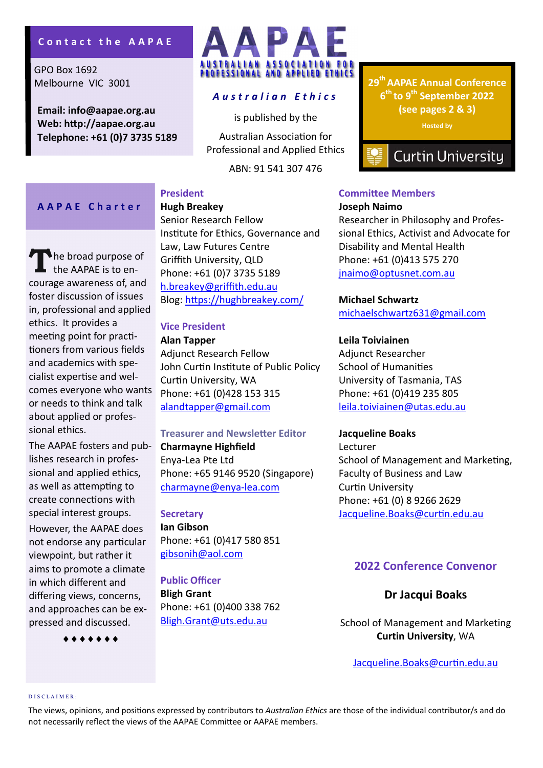## Contact the AAPAE

GPO Box 1692
Melbourne VIC 3001

**Email: info@aapae.org.au**
**Web: http://aapae.org.au**
**Telephone: +61 (0)7 3735 5189**

# AAPAE

AUSTRALIAN ASSOCIATION FOR PROFESSIONAL AND APPLIED ETHICS

***Australian Ethics***

is published by the

Australian Association for Professional and Applied Ethics

ABN: 91 541 307 476

**29th AAPAE Annual Conference**
**6th to 9th September 2022**
**(see pages 2 & 3)**

**Hosted by**

Curtin University

## AAPAE Charter

The broad purpose of the AAPAE is to encourage awareness of, and foster discussion of issues in, professional and applied ethics. It provides a meeting point for practitioners from various fields and academics with specialist expertise and welcomes everyone who wants or needs to think and talk about applied or professional ethics.

The AAPAE fosters and publishes research in professional and applied ethics, as well as attempting to create connections with special interest groups.

However, the AAPAE does not endorse any particular viewpoint, but rather it aims to promote a climate in which different and differing views, concerns, and approaches can be expressed and discussed.

♦♦♦♦♦♦♦

### President

**Hugh Breakey**
Senior Research Fellow
Institute for Ethics, Governance and Law, Law Futures Centre
Griffith University, QLD
Phone: +61 (0)7 3735 5189
h.breakey@griffith.edu.au
Blog: https://hughbreakey.com/

### Vice President

**Alan Tapper**
Adjunct Research Fellow
John Curtin Institute of Public Policy
Curtin University, WA
Phone: +61 (0)428 153 315
alandtapper@gmail.com

### Treasurer and Newsletter Editor

**Charmayne Highfield**
Enya-Lea Pte Ltd
Phone: +65 9146 9520 (Singapore)
charmayne@enya-lea.com

### Secretary

**Ian Gibson**
Phone: +61 (0)417 580 851
gibsonih@aol.com

### Public Officer

**Bligh Grant**
Phone: +61 (0)400 338 762
Bligh.Grant@uts.edu.au

### Committee Members

**Joseph Naimo**
Researcher in Philosophy and Professional Ethics, Activist and Advocate for Disability and Mental Health
Phone: +61 (0)413 575 270
jnaimo@optusnet.com.au

**Michael Schwartz**
michaelschwartz631@gmail.com

**Leila Toiviainen**
Adjunct Researcher
School of Humanities
University of Tasmania, TAS
Phone: +61 (0)419 235 805
leila.toiviainen@utas.edu.au

**Jacqueline Boaks**
Lecturer
School of Management and Marketing, Faculty of Business and Law
Curtin University
Phone: +61 (0) 8 9266 2629
Jacqueline.Boaks@curtin.edu.au

### 2022 Conference Convenor

**Dr Jacqui Boaks**

School of Management and Marketing
**Curtin University**, WA

Jacqueline.Boaks@curtin.edu.au

DISCLAIMER:

The views, opinions, and positions expressed by contributors to *Australian Ethics* are those of the individual contributor/s and do not necessarily reflect the views of the AAPAE Committee or AAPAE members.